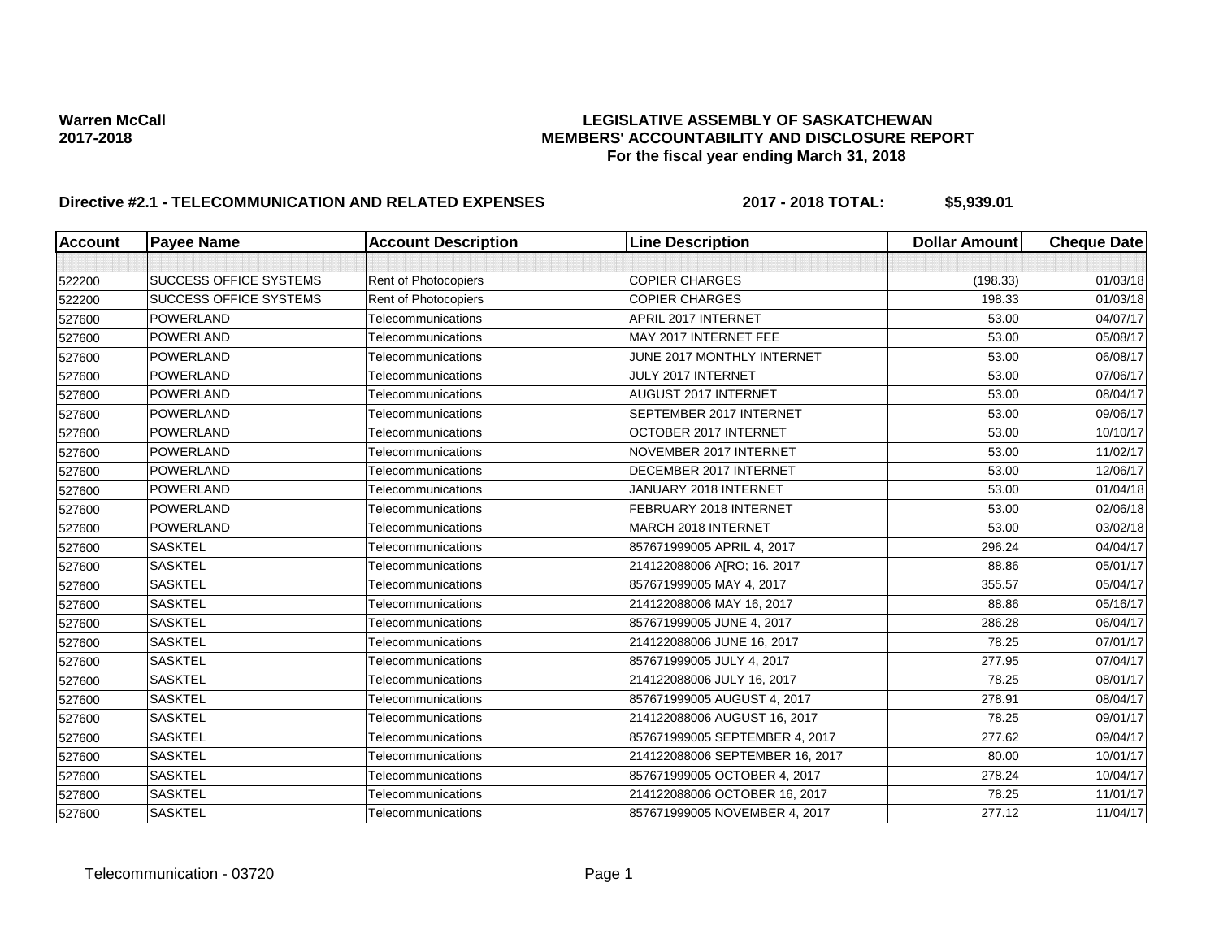**Warren McCall**
**2017-2018**

# LEGISLATIVE ASSEMBLY OF SASKATCHEWAN
## MEMBERS' ACCOUNTABILITY AND DISCLOSURE REPORT
### For the fiscal year ending March 31, 2018

**Directive #2.1 - TELECOMMUNICATION AND RELATED EXPENSES** **2017 - 2018 TOTAL: $5,939.01**

| Account | Payee Name | Account Description | Line Description | Dollar Amount | Cheque Date |
|---|---|---|---|---|---|
| | | | | | |
| 522200 | SUCCESS OFFICE SYSTEMS | Rent of Photocopiers | COPIER CHARGES | (198.33) | 01/03/18 |
| 522200 | SUCCESS OFFICE SYSTEMS | Rent of Photocopiers | COPIER CHARGES | 198.33 | 01/03/18 |
| 527600 | POWERLAND | Telecommunications | APRIL 2017 INTERNET | 53.00 | 04/07/17 |
| 527600 | POWERLAND | Telecommunications | MAY 2017 INTERNET FEE | 53.00 | 05/08/17 |
| 527600 | POWERLAND | Telecommunications | JUNE 2017 MONTHLY INTERNET | 53.00 | 06/08/17 |
| 527600 | POWERLAND | Telecommunications | JULY 2017 INTERNET | 53.00 | 07/06/17 |
| 527600 | POWERLAND | Telecommunications | AUGUST 2017 INTERNET | 53.00 | 08/04/17 |
| 527600 | POWERLAND | Telecommunications | SEPTEMBER 2017 INTERNET | 53.00 | 09/06/17 |
| 527600 | POWERLAND | Telecommunications | OCTOBER 2017 INTERNET | 53.00 | 10/10/17 |
| 527600 | POWERLAND | Telecommunications | NOVEMBER 2017 INTERNET | 53.00 | 11/02/17 |
| 527600 | POWERLAND | Telecommunications | DECEMBER 2017 INTERNET | 53.00 | 12/06/17 |
| 527600 | POWERLAND | Telecommunications | JANUARY 2018 INTERNET | 53.00 | 01/04/18 |
| 527600 | POWERLAND | Telecommunications | FEBRUARY 2018 INTERNET | 53.00 | 02/06/18 |
| 527600 | POWERLAND | Telecommunications | MARCH 2018 INTERNET | 53.00 | 03/02/18 |
| 527600 | SASKTEL | Telecommunications | 857671999005 APRIL 4, 2017 | 296.24 | 04/04/17 |
| 527600 | SASKTEL | Telecommunications | 214122088006 A[RO; 16. 2017 | 88.86 | 05/01/17 |
| 527600 | SASKTEL | Telecommunications | 857671999005 MAY 4, 2017 | 355.57 | 05/04/17 |
| 527600 | SASKTEL | Telecommunications | 214122088006 MAY 16, 2017 | 88.86 | 05/16/17 |
| 527600 | SASKTEL | Telecommunications | 857671999005 JUNE 4, 2017 | 286.28 | 06/04/17 |
| 527600 | SASKTEL | Telecommunications | 214122088006 JUNE 16, 2017 | 78.25 | 07/01/17 |
| 527600 | SASKTEL | Telecommunications | 857671999005 JULY 4, 2017 | 277.95 | 07/04/17 |
| 527600 | SASKTEL | Telecommunications | 214122088006 JULY 16, 2017 | 78.25 | 08/01/17 |
| 527600 | SASKTEL | Telecommunications | 857671999005 AUGUST 4, 2017 | 278.91 | 08/04/17 |
| 527600 | SASKTEL | Telecommunications | 214122088006 AUGUST 16, 2017 | 78.25 | 09/01/17 |
| 527600 | SASKTEL | Telecommunications | 857671999005 SEPTEMBER 4, 2017 | 277.62 | 09/04/17 |
| 527600 | SASKTEL | Telecommunications | 214122088006 SEPTEMBER 16, 2017 | 80.00 | 10/01/17 |
| 527600 | SASKTEL | Telecommunications | 857671999005 OCTOBER 4, 2017 | 278.24 | 10/04/17 |
| 527600 | SASKTEL | Telecommunications | 214122088006 OCTOBER 16, 2017 | 78.25 | 11/01/17 |
| 527600 | SASKTEL | Telecommunications | 857671999005 NOVEMBER 4, 2017 | 277.12 | 11/04/17 |

Telecommunication - 03720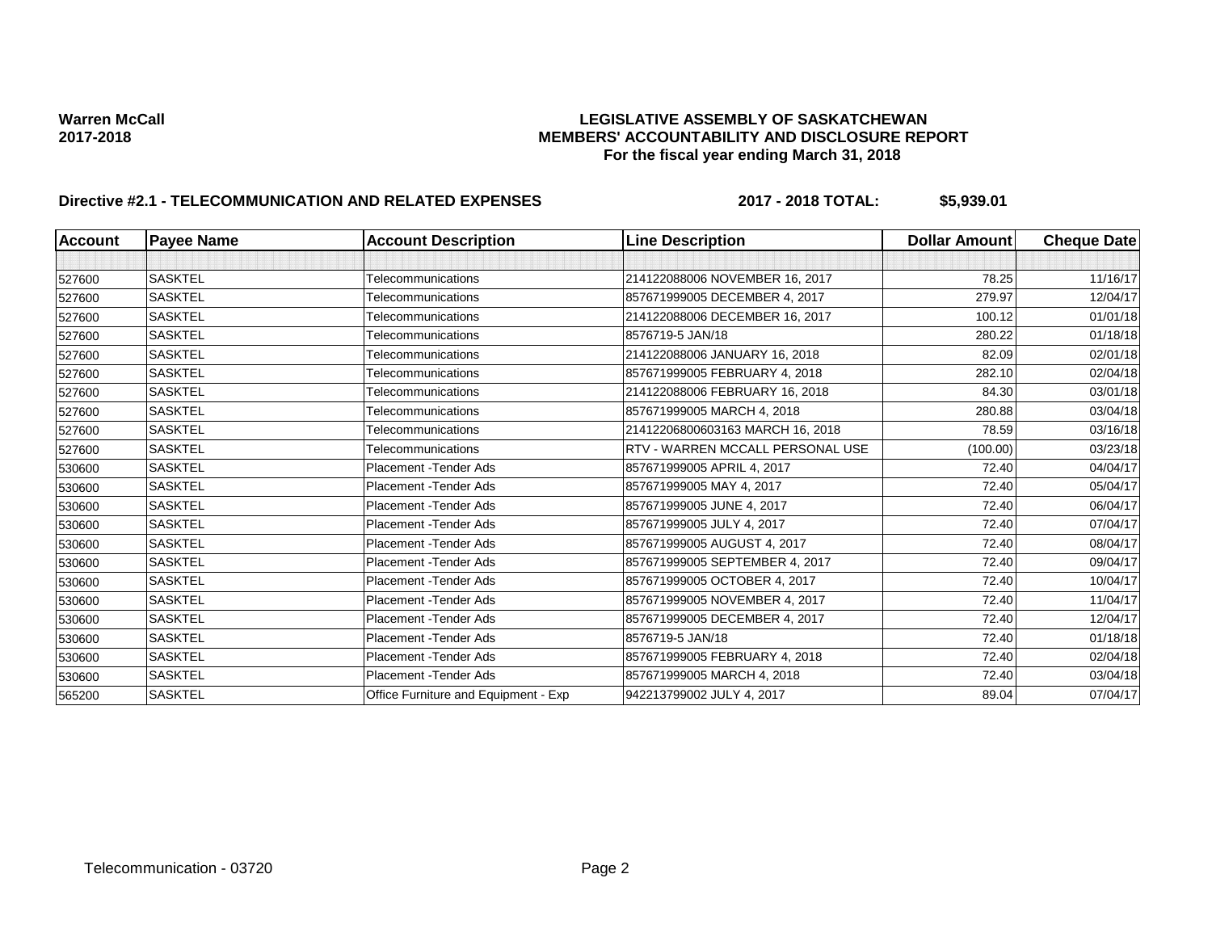**Warren McCall**
**2017-2018**

**LEGISLATIVE ASSEMBLY OF SASKATCHEWAN**
**MEMBERS' ACCOUNTABILITY AND DISCLOSURE REPORT**
**For the fiscal year ending March 31, 2018**

**Directive #2.1 - TELECOMMUNICATION AND RELATED EXPENSES** **2017 - 2018 TOTAL: $5,939.01**

| Account | Payee Name | Account Description | Line Description | Dollar Amount | Cheque Date |
|---|---|---|---|---|---|
| | | | | | |
| 527600 | SASKTEL | Telecommunications | 214122088006 NOVEMBER 16, 2017 | 78.25 | 11/16/17 |
| 527600 | SASKTEL | Telecommunications | 857671999005 DECEMBER 4, 2017 | 279.97 | 12/04/17 |
| 527600 | SASKTEL | Telecommunications | 214122088006 DECEMBER 16, 2017 | 100.12 | 01/01/18 |
| 527600 | SASKTEL | Telecommunications | 8576719-5 JAN/18 | 280.22 | 01/18/18 |
| 527600 | SASKTEL | Telecommunications | 214122088006 JANUARY 16, 2018 | 82.09 | 02/01/18 |
| 527600 | SASKTEL | Telecommunications | 857671999005 FEBRUARY 4, 2018 | 282.10 | 02/04/18 |
| 527600 | SASKTEL | Telecommunications | 214122088006 FEBRUARY 16, 2018 | 84.30 | 03/01/18 |
| 527600 | SASKTEL | Telecommunications | 857671999005 MARCH 4, 2018 | 280.88 | 03/04/18 |
| 527600 | SASKTEL | Telecommunications | 21412206800603163 MARCH 16, 2018 | 78.59 | 03/16/18 |
| 527600 | SASKTEL | Telecommunications | RTV - WARREN MCCALL PERSONAL USE | (100.00) | 03/23/18 |
| 530600 | SASKTEL | Placement -Tender Ads | 857671999005 APRIL 4, 2017 | 72.40 | 04/04/17 |
| 530600 | SASKTEL | Placement -Tender Ads | 857671999005 MAY 4, 2017 | 72.40 | 05/04/17 |
| 530600 | SASKTEL | Placement -Tender Ads | 857671999005 JUNE 4, 2017 | 72.40 | 06/04/17 |
| 530600 | SASKTEL | Placement -Tender Ads | 857671999005 JULY 4, 2017 | 72.40 | 07/04/17 |
| 530600 | SASKTEL | Placement -Tender Ads | 857671999005 AUGUST 4, 2017 | 72.40 | 08/04/17 |
| 530600 | SASKTEL | Placement -Tender Ads | 857671999005 SEPTEMBER 4, 2017 | 72.40 | 09/04/17 |
| 530600 | SASKTEL | Placement -Tender Ads | 857671999005 OCTOBER 4, 2017 | 72.40 | 10/04/17 |
| 530600 | SASKTEL | Placement -Tender Ads | 857671999005 NOVEMBER 4, 2017 | 72.40 | 11/04/17 |
| 530600 | SASKTEL | Placement -Tender Ads | 857671999005 DECEMBER 4, 2017 | 72.40 | 12/04/17 |
| 530600 | SASKTEL | Placement -Tender Ads | 8576719-5 JAN/18 | 72.40 | 01/18/18 |
| 530600 | SASKTEL | Placement -Tender Ads | 857671999005 FEBRUARY 4, 2018 | 72.40 | 02/04/18 |
| 530600 | SASKTEL | Placement -Tender Ads | 857671999005 MARCH 4, 2018 | 72.40 | 03/04/18 |
| 565200 | SASKTEL | Office Furniture and Equipment - Exp | 942213799002 JULY 4, 2017 | 89.04 | 07/04/17 |

Telecommunication - 03720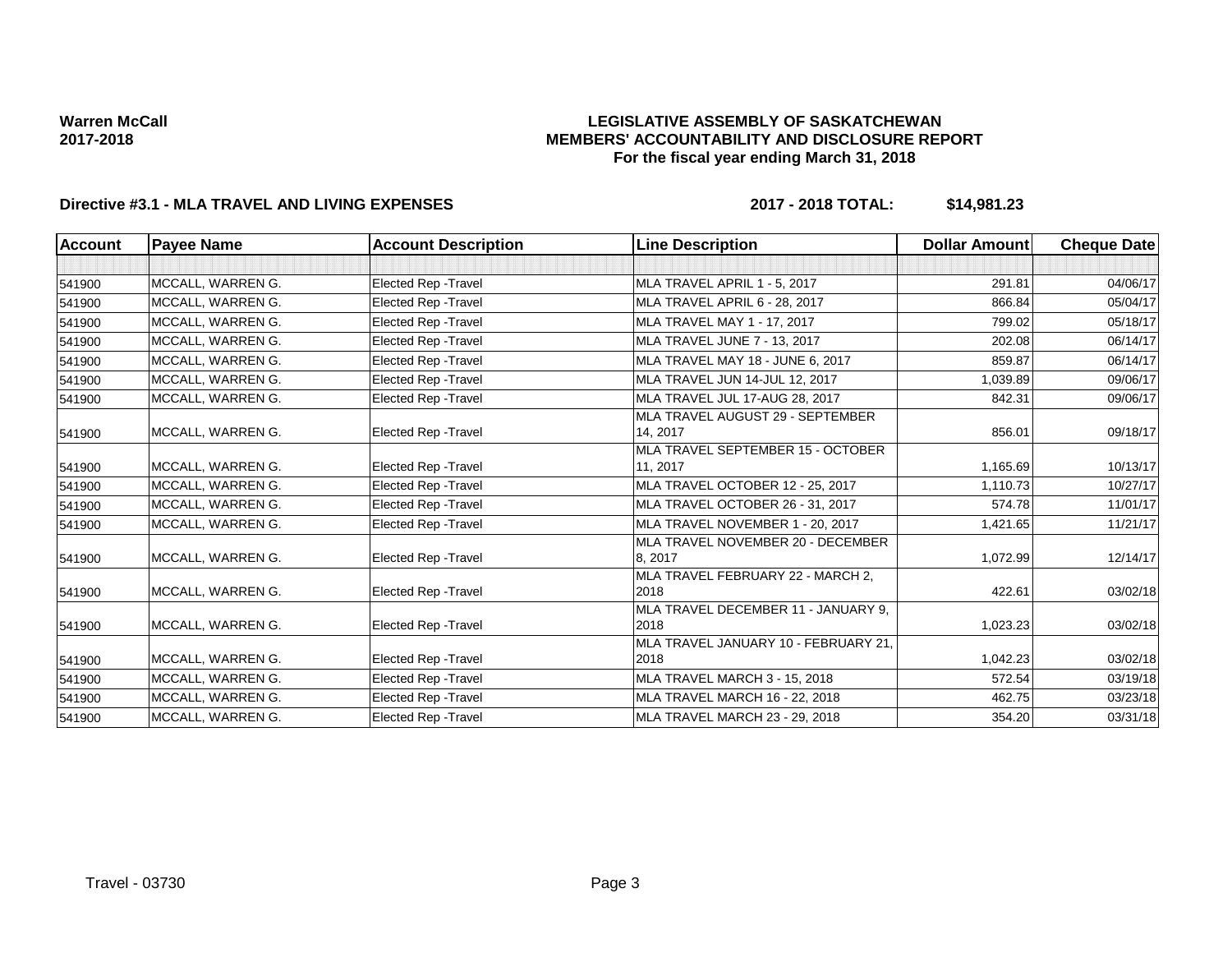**Warren McCall**
**2017-2018**

**LEGISLATIVE ASSEMBLY OF SASKATCHEWAN**
**MEMBERS' ACCOUNTABILITY AND DISCLOSURE REPORT**
**For the fiscal year ending March 31, 2018**

**Directive #3.1 - MLA TRAVEL AND LIVING EXPENSES** **2017 - 2018 TOTAL: $14,981.23**

| Account | Payee Name | Account Description | Line Description | Dollar Amount | Cheque Date |
|---|---|---|---|---|---|
| | | | | | |
| 541900 | MCCALL, WARREN G. | Elected Rep -Travel | MLA TRAVEL APRIL 1 - 5, 2017 | 291.81 | 04/06/17 |
| 541900 | MCCALL, WARREN G. | Elected Rep -Travel | MLA TRAVEL APRIL 6 - 28, 2017 | 866.84 | 05/04/17 |
| 541900 | MCCALL, WARREN G. | Elected Rep -Travel | MLA TRAVEL MAY 1 - 17, 2017 | 799.02 | 05/18/17 |
| 541900 | MCCALL, WARREN G. | Elected Rep -Travel | MLA TRAVEL JUNE 7 - 13, 2017 | 202.08 | 06/14/17 |
| 541900 | MCCALL, WARREN G. | Elected Rep -Travel | MLA TRAVEL MAY 18 - JUNE 6, 2017 | 859.87 | 06/14/17 |
| 541900 | MCCALL, WARREN G. | Elected Rep -Travel | MLA TRAVEL JUN 14-JUL 12, 2017 | 1,039.89 | 09/06/17 |
| 541900 | MCCALL, WARREN G. | Elected Rep -Travel | MLA TRAVEL JUL 17-AUG 28, 2017 | 842.31 | 09/06/17 |
| 541900 | MCCALL, WARREN G. | Elected Rep -Travel | MLA TRAVEL AUGUST 29 - SEPTEMBER 14, 2017 | 856.01 | 09/18/17 |
| 541900 | MCCALL, WARREN G. | Elected Rep -Travel | MLA TRAVEL SEPTEMBER 15 - OCTOBER 11, 2017 | 1,165.69 | 10/13/17 |
| 541900 | MCCALL, WARREN G. | Elected Rep -Travel | MLA TRAVEL OCTOBER 12 - 25, 2017 | 1,110.73 | 10/27/17 |
| 541900 | MCCALL, WARREN G. | Elected Rep -Travel | MLA TRAVEL OCTOBER 26 - 31, 2017 | 574.78 | 11/01/17 |
| 541900 | MCCALL, WARREN G. | Elected Rep -Travel | MLA TRAVEL NOVEMBER 1 - 20, 2017 | 1,421.65 | 11/21/17 |
| 541900 | MCCALL, WARREN G. | Elected Rep -Travel | MLA TRAVEL NOVEMBER 20 - DECEMBER 8, 2017 | 1,072.99 | 12/14/17 |
| 541900 | MCCALL, WARREN G. | Elected Rep -Travel | MLA TRAVEL FEBRUARY 22 - MARCH 2, 2018 | 422.61 | 03/02/18 |
| 541900 | MCCALL, WARREN G. | Elected Rep -Travel | MLA TRAVEL DECEMBER 11 - JANUARY 9, 2018 | 1,023.23 | 03/02/18 |
| 541900 | MCCALL, WARREN G. | Elected Rep -Travel | MLA TRAVEL JANUARY 10 - FEBRUARY 21, 2018 | 1,042.23 | 03/02/18 |
| 541900 | MCCALL, WARREN G. | Elected Rep -Travel | MLA TRAVEL MARCH 3 - 15, 2018 | 572.54 | 03/19/18 |
| 541900 | MCCALL, WARREN G. | Elected Rep -Travel | MLA TRAVEL MARCH 16 - 22, 2018 | 462.75 | 03/23/18 |
| 541900 | MCCALL, WARREN G. | Elected Rep -Travel | MLA TRAVEL MARCH 23 - 29, 2018 | 354.20 | 03/31/18 |

Travel - 03730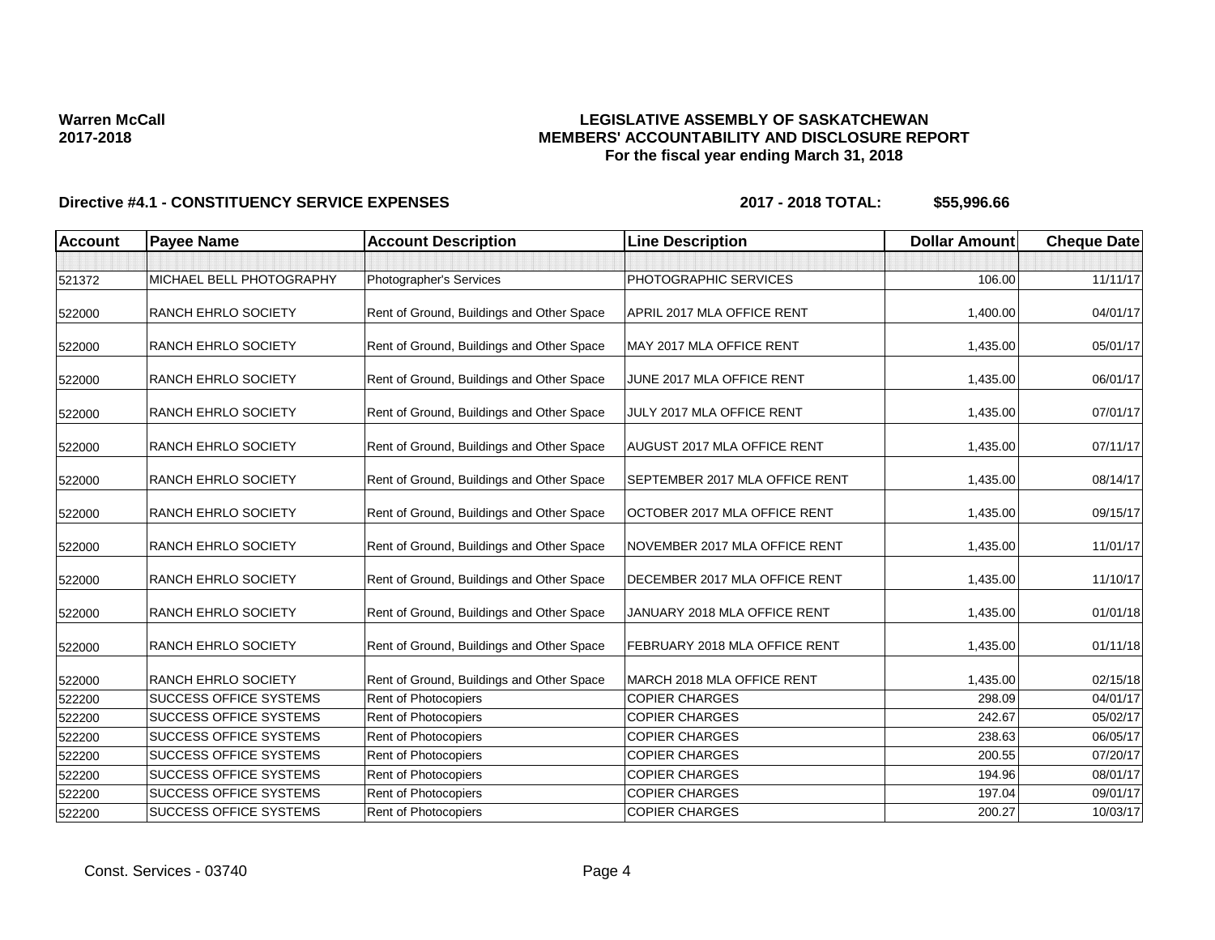**Warren McCall**
**2017-2018**

**LEGISLATIVE ASSEMBLY OF SASKATCHEWAN**
**MEMBERS' ACCOUNTABILITY AND DISCLOSURE REPORT**
**For the fiscal year ending March 31, 2018**

**Directive #4.1 - CONSTITUENCY SERVICE EXPENSES** **2017 - 2018 TOTAL: $55,996.66**

| Account | Payee Name | Account Description | Line Description | Dollar Amount | Cheque Date |
|---|---|---|---|---|---|
| | | | | | |
| 521372 | MICHAEL BELL PHOTOGRAPHY | Photographer's Services | PHOTOGRAPHIC SERVICES | 106.00 | 11/11/17 |
| 522000 | RANCH EHRLO SOCIETY | Rent of Ground, Buildings and Other Space | APRIL 2017 MLA OFFICE RENT | 1,400.00 | 04/01/17 |
| 522000 | RANCH EHRLO SOCIETY | Rent of Ground, Buildings and Other Space | MAY 2017 MLA OFFICE RENT | 1,435.00 | 05/01/17 |
| 522000 | RANCH EHRLO SOCIETY | Rent of Ground, Buildings and Other Space | JUNE 2017 MLA OFFICE RENT | 1,435.00 | 06/01/17 |
| 522000 | RANCH EHRLO SOCIETY | Rent of Ground, Buildings and Other Space | JULY 2017 MLA OFFICE RENT | 1,435.00 | 07/01/17 |
| 522000 | RANCH EHRLO SOCIETY | Rent of Ground, Buildings and Other Space | AUGUST 2017 MLA OFFICE RENT | 1,435.00 | 07/11/17 |
| 522000 | RANCH EHRLO SOCIETY | Rent of Ground, Buildings and Other Space | SEPTEMBER 2017 MLA OFFICE RENT | 1,435.00 | 08/14/17 |
| 522000 | RANCH EHRLO SOCIETY | Rent of Ground, Buildings and Other Space | OCTOBER 2017 MLA OFFICE RENT | 1,435.00 | 09/15/17 |
| 522000 | RANCH EHRLO SOCIETY | Rent of Ground, Buildings and Other Space | NOVEMBER 2017 MLA OFFICE RENT | 1,435.00 | 11/01/17 |
| 522000 | RANCH EHRLO SOCIETY | Rent of Ground, Buildings and Other Space | DECEMBER 2017 MLA OFFICE RENT | 1,435.00 | 11/10/17 |
| 522000 | RANCH EHRLO SOCIETY | Rent of Ground, Buildings and Other Space | JANUARY 2018 MLA OFFICE RENT | 1,435.00 | 01/01/18 |
| 522000 | RANCH EHRLO SOCIETY | Rent of Ground, Buildings and Other Space | FEBRUARY 2018 MLA OFFICE RENT | 1,435.00 | 01/11/18 |
| 522000 | RANCH EHRLO SOCIETY | Rent of Ground, Buildings and Other Space | MARCH 2018 MLA OFFICE RENT | 1,435.00 | 02/15/18 |
| 522200 | SUCCESS OFFICE SYSTEMS | Rent of Photocopiers | COPIER CHARGES | 298.09 | 04/01/17 |
| 522200 | SUCCESS OFFICE SYSTEMS | Rent of Photocopiers | COPIER CHARGES | 242.67 | 05/02/17 |
| 522200 | SUCCESS OFFICE SYSTEMS | Rent of Photocopiers | COPIER CHARGES | 238.63 | 06/05/17 |
| 522200 | SUCCESS OFFICE SYSTEMS | Rent of Photocopiers | COPIER CHARGES | 200.55 | 07/20/17 |
| 522200 | SUCCESS OFFICE SYSTEMS | Rent of Photocopiers | COPIER CHARGES | 194.96 | 08/01/17 |
| 522200 | SUCCESS OFFICE SYSTEMS | Rent of Photocopiers | COPIER CHARGES | 197.04 | 09/01/17 |
| 522200 | SUCCESS OFFICE SYSTEMS | Rent of Photocopiers | COPIER CHARGES | 200.27 | 10/03/17 |

Const. Services - 03740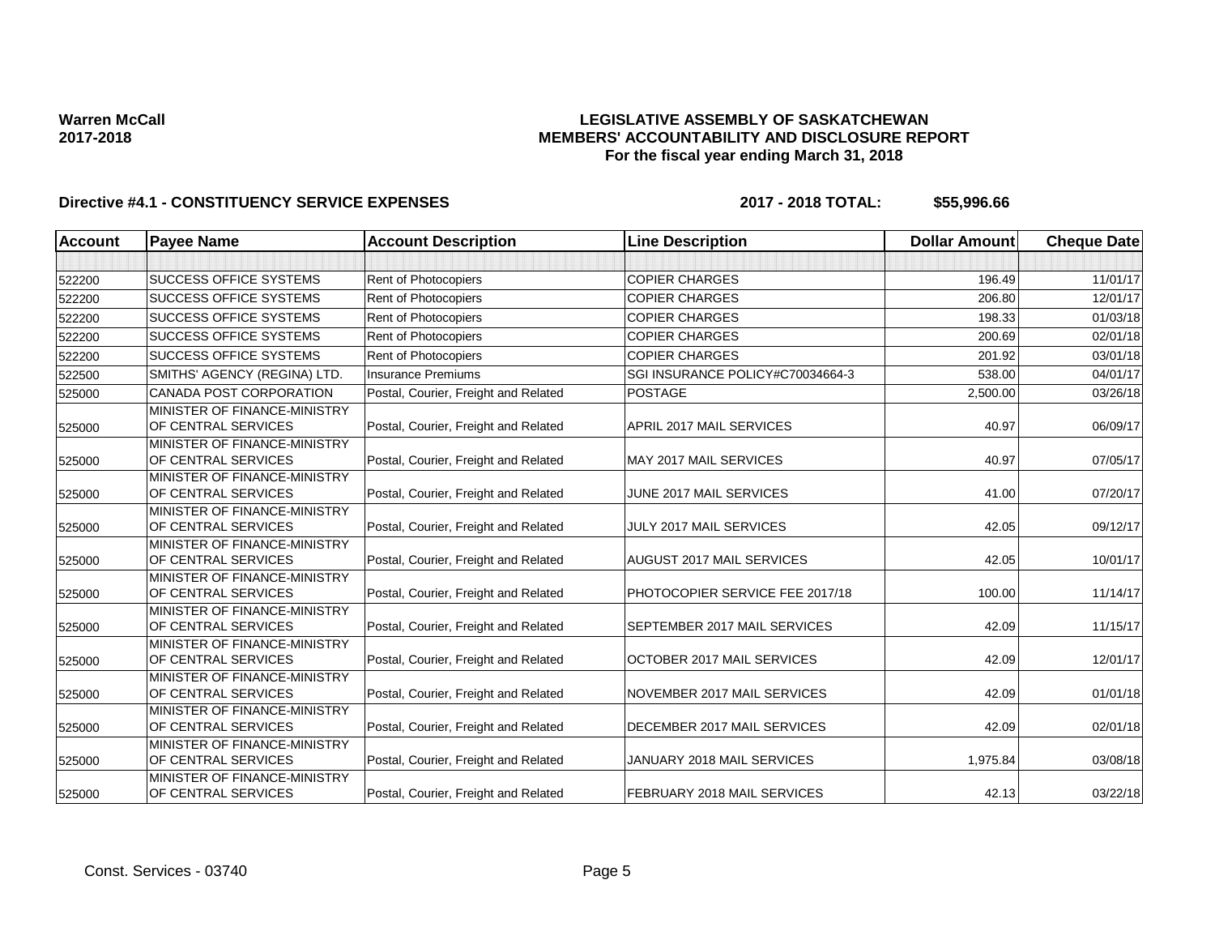**Warren McCall**
**2017-2018**

**LEGISLATIVE ASSEMBLY OF SASKATCHEWAN**
**MEMBERS' ACCOUNTABILITY AND DISCLOSURE REPORT**
**For the fiscal year ending March 31, 2018**

**Directive #4.1 - CONSTITUENCY SERVICE EXPENSES** **2017 - 2018 TOTAL: $55,996.66**

| Account | Payee Name | Account Description | Line Description | Dollar Amount | Cheque Date |
|---|---|---|---|---|---|
| | | | | | |
| 522200 | SUCCESS OFFICE SYSTEMS | Rent of Photocopiers | COPIER CHARGES | 196.49 | 11/01/17 |
| 522200 | SUCCESS OFFICE SYSTEMS | Rent of Photocopiers | COPIER CHARGES | 206.80 | 12/01/17 |
| 522200 | SUCCESS OFFICE SYSTEMS | Rent of Photocopiers | COPIER CHARGES | 198.33 | 01/03/18 |
| 522200 | SUCCESS OFFICE SYSTEMS | Rent of Photocopiers | COPIER CHARGES | 200.69 | 02/01/18 |
| 522200 | SUCCESS OFFICE SYSTEMS | Rent of Photocopiers | COPIER CHARGES | 201.92 | 03/01/18 |
| 522500 | SMITHS' AGENCY (REGINA) LTD. | Insurance Premiums | SGI INSURANCE POLICY#C70034664-3 | 538.00 | 04/01/17 |
| 525000 | CANADA POST CORPORATION | Postal, Courier, Freight and Related | POSTAGE | 2,500.00 | 03/26/18 |
| 525000 | MINISTER OF FINANCE-MINISTRY OF CENTRAL SERVICES | Postal, Courier, Freight and Related | APRIL 2017 MAIL SERVICES | 40.97 | 06/09/17 |
| 525000 | MINISTER OF FINANCE-MINISTRY OF CENTRAL SERVICES | Postal, Courier, Freight and Related | MAY 2017 MAIL SERVICES | 40.97 | 07/05/17 |
| 525000 | MINISTER OF FINANCE-MINISTRY OF CENTRAL SERVICES | Postal, Courier, Freight and Related | JUNE 2017 MAIL SERVICES | 41.00 | 07/20/17 |
| 525000 | MINISTER OF FINANCE-MINISTRY OF CENTRAL SERVICES | Postal, Courier, Freight and Related | JULY 2017 MAIL SERVICES | 42.05 | 09/12/17 |
| 525000 | MINISTER OF FINANCE-MINISTRY OF CENTRAL SERVICES | Postal, Courier, Freight and Related | AUGUST 2017 MAIL SERVICES | 42.05 | 10/01/17 |
| 525000 | MINISTER OF FINANCE-MINISTRY OF CENTRAL SERVICES | Postal, Courier, Freight and Related | PHOTOCOPIER SERVICE FEE 2017/18 | 100.00 | 11/14/17 |
| 525000 | MINISTER OF FINANCE-MINISTRY OF CENTRAL SERVICES | Postal, Courier, Freight and Related | SEPTEMBER 2017 MAIL SERVICES | 42.09 | 11/15/17 |
| 525000 | MINISTER OF FINANCE-MINISTRY OF CENTRAL SERVICES | Postal, Courier, Freight and Related | OCTOBER 2017 MAIL SERVICES | 42.09 | 12/01/17 |
| 525000 | MINISTER OF FINANCE-MINISTRY OF CENTRAL SERVICES | Postal, Courier, Freight and Related | NOVEMBER 2017 MAIL SERVICES | 42.09 | 01/01/18 |
| 525000 | MINISTER OF FINANCE-MINISTRY OF CENTRAL SERVICES | Postal, Courier, Freight and Related | DECEMBER 2017 MAIL SERVICES | 42.09 | 02/01/18 |
| 525000 | MINISTER OF FINANCE-MINISTRY OF CENTRAL SERVICES | Postal, Courier, Freight and Related | JANUARY 2018 MAIL SERVICES | 1,975.84 | 03/08/18 |
| 525000 | MINISTER OF FINANCE-MINISTRY OF CENTRAL SERVICES | Postal, Courier, Freight and Related | FEBRUARY 2018 MAIL SERVICES | 42.13 | 03/22/18 |

Const. Services - 03740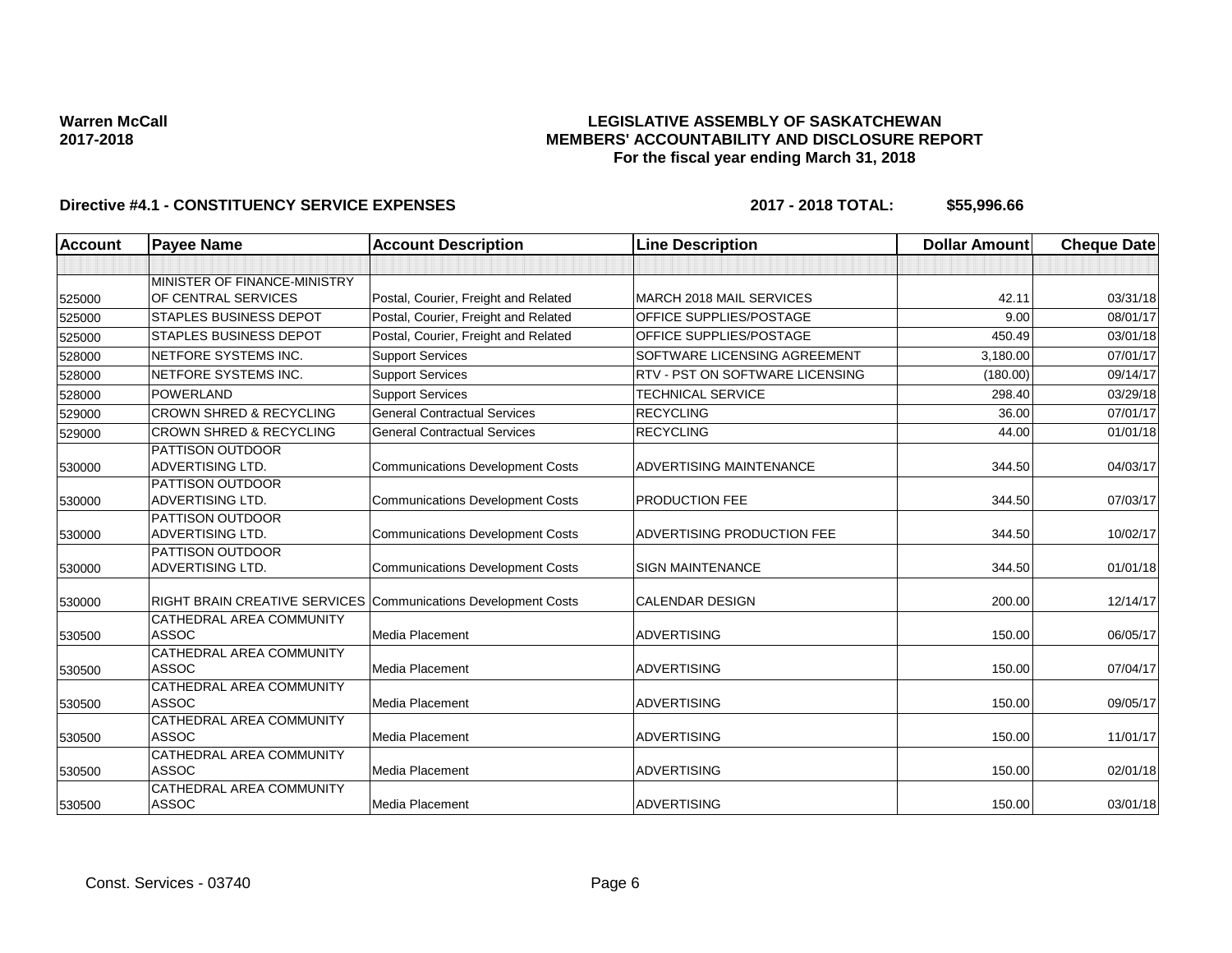**Warren McCall**
**2017-2018**

**LEGISLATIVE ASSEMBLY OF SASKATCHEWAN**
**MEMBERS' ACCOUNTABILITY AND DISCLOSURE REPORT**
**For the fiscal year ending March 31, 2018**

**Directive #4.1 - CONSTITUENCY SERVICE EXPENSES** **2017 - 2018 TOTAL: $55,996.66**

| Account | Payee Name | Account Description | Line Description | Dollar Amount | Cheque Date |
|---|---|---|---|---|---|
| | | | | | |
| 525000 | MINISTER OF FINANCE-MINISTRY OF CENTRAL SERVICES | Postal, Courier, Freight and Related | MARCH 2018 MAIL SERVICES | 42.11 | 03/31/18 |
| 525000 | STAPLES BUSINESS DEPOT | Postal, Courier, Freight and Related | OFFICE SUPPLIES/POSTAGE | 9.00 | 08/01/17 |
| 525000 | STAPLES BUSINESS DEPOT | Postal, Courier, Freight and Related | OFFICE SUPPLIES/POSTAGE | 450.49 | 03/01/18 |
| 528000 | NETFORE SYSTEMS INC. | Support Services | SOFTWARE LICENSING AGREEMENT | 3,180.00 | 07/01/17 |
| 528000 | NETFORE SYSTEMS INC. | Support Services | RTV - PST ON SOFTWARE LICENSING | (180.00) | 09/14/17 |
| 528000 | POWERLAND | Support Services | TECHNICAL SERVICE | 298.40 | 03/29/18 |
| 529000 | CROWN SHRED & RECYCLING | General Contractual Services | RECYCLING | 36.00 | 07/01/17 |
| 529000 | CROWN SHRED & RECYCLING | General Contractual Services | RECYCLING | 44.00 | 01/01/18 |
| 530000 | PATTISON OUTDOOR ADVERTISING LTD. | Communications Development Costs | ADVERTISING MAINTENANCE | 344.50 | 04/03/17 |
| 530000 | PATTISON OUTDOOR ADVERTISING LTD. | Communications Development Costs | PRODUCTION FEE | 344.50 | 07/03/17 |
| 530000 | PATTISON OUTDOOR ADVERTISING LTD. | Communications Development Costs | ADVERTISING PRODUCTION FEE | 344.50 | 10/02/17 |
| 530000 | PATTISON OUTDOOR ADVERTISING LTD. | Communications Development Costs | SIGN MAINTENANCE | 344.50 | 01/01/18 |
| 530000 | RIGHT BRAIN CREATIVE SERVICES | Communications Development Costs | CALENDAR DESIGN | 200.00 | 12/14/17 |
| 530500 | CATHEDRAL AREA COMMUNITY ASSOC | Media Placement | ADVERTISING | 150.00 | 06/05/17 |
| 530500 | CATHEDRAL AREA COMMUNITY ASSOC | Media Placement | ADVERTISING | 150.00 | 07/04/17 |
| 530500 | CATHEDRAL AREA COMMUNITY ASSOC | Media Placement | ADVERTISING | 150.00 | 09/05/17 |
| 530500 | CATHEDRAL AREA COMMUNITY ASSOC | Media Placement | ADVERTISING | 150.00 | 11/01/17 |
| 530500 | CATHEDRAL AREA COMMUNITY ASSOC | Media Placement | ADVERTISING | 150.00 | 02/01/18 |
| 530500 | CATHEDRAL AREA COMMUNITY ASSOC | Media Placement | ADVERTISING | 150.00 | 03/01/18 |

Const. Services - 03740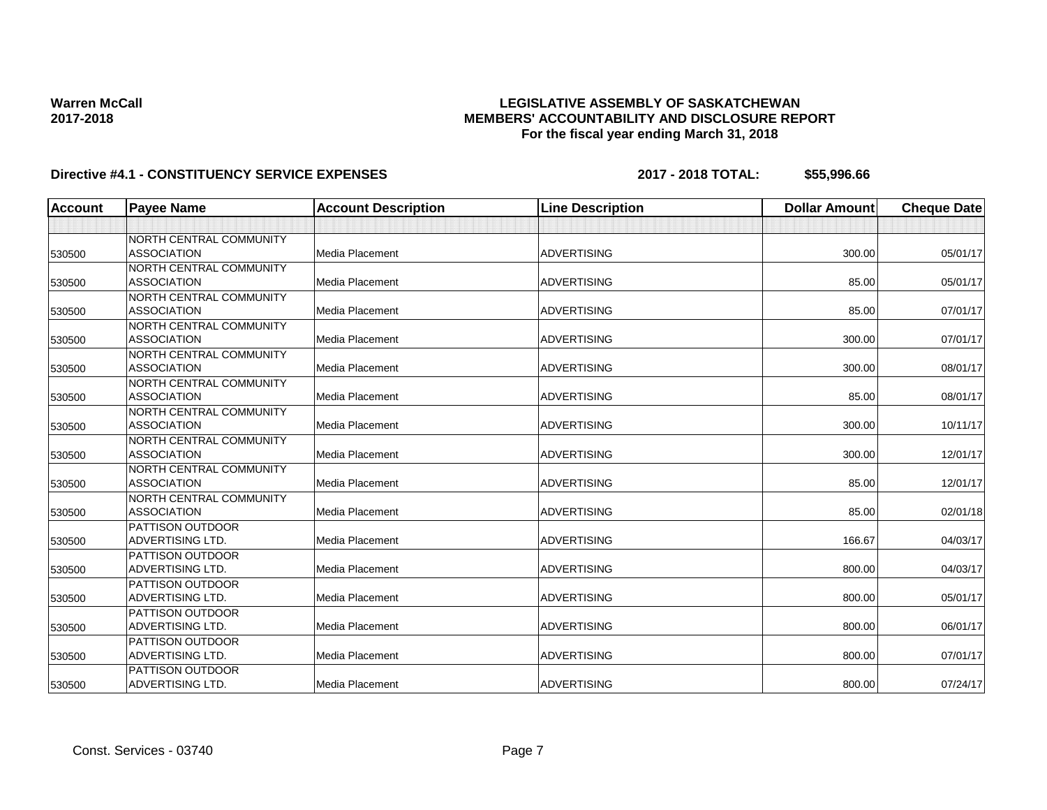**Warren McCall**
**2017-2018**

**LEGISLATIVE ASSEMBLY OF SASKATCHEWAN**
**MEMBERS' ACCOUNTABILITY AND DISCLOSURE REPORT**
**For the fiscal year ending March 31, 2018**

**Directive #4.1 - CONSTITUENCY SERVICE EXPENSES** **2017 - 2018 TOTAL: $55,996.66**

| Account | Payee Name | Account Description | Line Description | Dollar Amount | Cheque Date |
|---|---|---|---|---|---|
| | | | | | |
| 530500 | NORTH CENTRAL COMMUNITY ASSOCIATION | Media Placement | ADVERTISING | 300.00 | 05/01/17 |
| 530500 | NORTH CENTRAL COMMUNITY ASSOCIATION | Media Placement | ADVERTISING | 85.00 | 05/01/17 |
| 530500 | NORTH CENTRAL COMMUNITY ASSOCIATION | Media Placement | ADVERTISING | 85.00 | 07/01/17 |
| 530500 | NORTH CENTRAL COMMUNITY ASSOCIATION | Media Placement | ADVERTISING | 300.00 | 07/01/17 |
| 530500 | NORTH CENTRAL COMMUNITY ASSOCIATION | Media Placement | ADVERTISING | 300.00 | 08/01/17 |
| 530500 | NORTH CENTRAL COMMUNITY ASSOCIATION | Media Placement | ADVERTISING | 85.00 | 08/01/17 |
| 530500 | NORTH CENTRAL COMMUNITY ASSOCIATION | Media Placement | ADVERTISING | 300.00 | 10/11/17 |
| 530500 | NORTH CENTRAL COMMUNITY ASSOCIATION | Media Placement | ADVERTISING | 300.00 | 12/01/17 |
| 530500 | NORTH CENTRAL COMMUNITY ASSOCIATION | Media Placement | ADVERTISING | 85.00 | 12/01/17 |
| 530500 | NORTH CENTRAL COMMUNITY ASSOCIATION | Media Placement | ADVERTISING | 85.00 | 02/01/18 |
| 530500 | PATTISON OUTDOOR ADVERTISING LTD. | Media Placement | ADVERTISING | 166.67 | 04/03/17 |
| 530500 | PATTISON OUTDOOR ADVERTISING LTD. | Media Placement | ADVERTISING | 800.00 | 04/03/17 |
| 530500 | PATTISON OUTDOOR ADVERTISING LTD. | Media Placement | ADVERTISING | 800.00 | 05/01/17 |
| 530500 | PATTISON OUTDOOR ADVERTISING LTD. | Media Placement | ADVERTISING | 800.00 | 06/01/17 |
| 530500 | PATTISON OUTDOOR ADVERTISING LTD. | Media Placement | ADVERTISING | 800.00 | 07/01/17 |
| 530500 | PATTISON OUTDOOR ADVERTISING LTD. | Media Placement | ADVERTISING | 800.00 | 07/24/17 |

Const. Services - 03740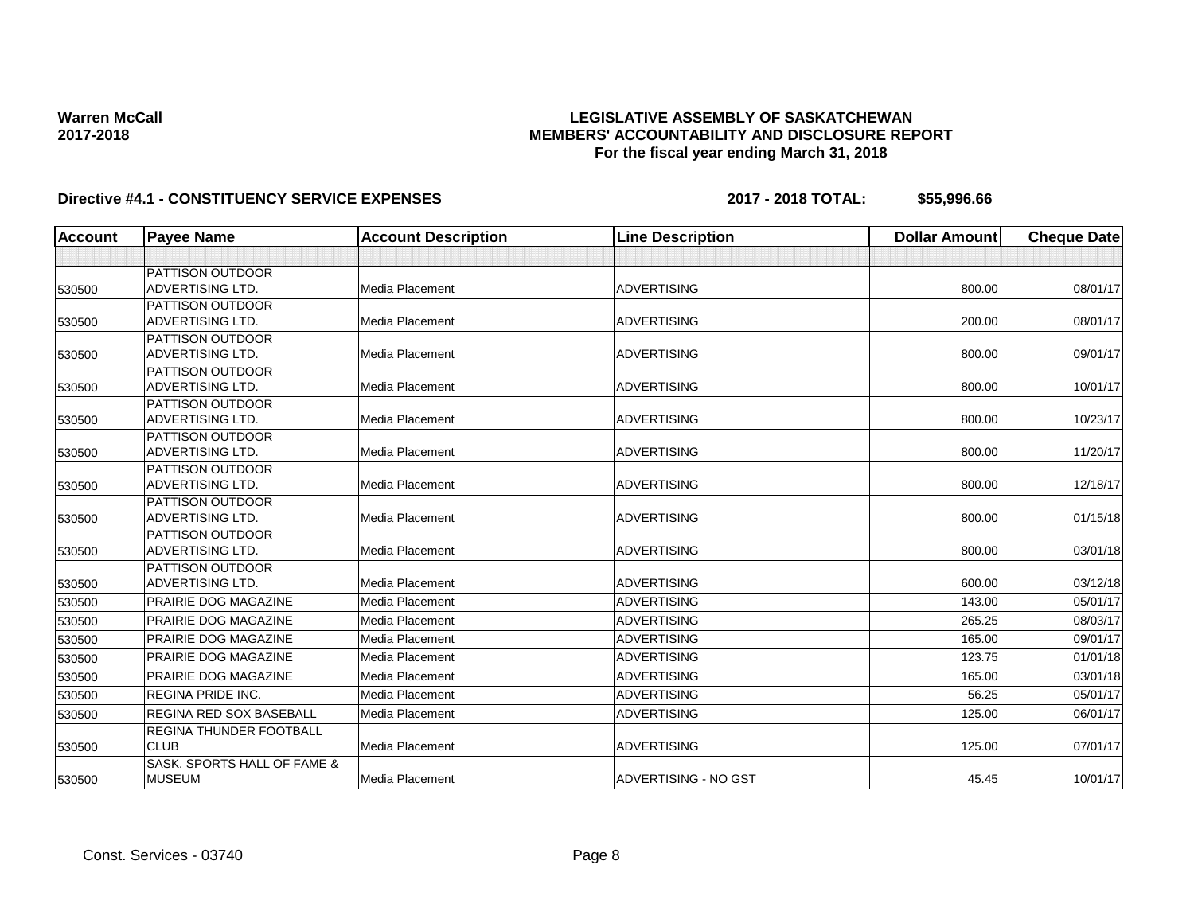**Warren McCall**
**2017-2018**

**LEGISLATIVE ASSEMBLY OF SASKATCHEWAN**
**MEMBERS' ACCOUNTABILITY AND DISCLOSURE REPORT**
**For the fiscal year ending March 31, 2018**

**Directive #4.1 - CONSTITUENCY SERVICE EXPENSES** **2017 - 2018 TOTAL: $55,996.66**

| Account | Payee Name | Account Description | Line Description | Dollar Amount | Cheque Date |
|---|---|---|---|---|---|
| | | | | | |
| 530500 | PATTISON OUTDOOR ADVERTISING LTD. | Media Placement | ADVERTISING | 800.00 | 08/01/17 |
| 530500 | PATTISON OUTDOOR ADVERTISING LTD. | Media Placement | ADVERTISING | 200.00 | 08/01/17 |
| 530500 | PATTISON OUTDOOR ADVERTISING LTD. | Media Placement | ADVERTISING | 800.00 | 09/01/17 |
| 530500 | PATTISON OUTDOOR ADVERTISING LTD. | Media Placement | ADVERTISING | 800.00 | 10/01/17 |
| 530500 | PATTISON OUTDOOR ADVERTISING LTD. | Media Placement | ADVERTISING | 800.00 | 10/23/17 |
| 530500 | PATTISON OUTDOOR ADVERTISING LTD. | Media Placement | ADVERTISING | 800.00 | 11/20/17 |
| 530500 | PATTISON OUTDOOR ADVERTISING LTD. | Media Placement | ADVERTISING | 800.00 | 12/18/17 |
| 530500 | PATTISON OUTDOOR ADVERTISING LTD. | Media Placement | ADVERTISING | 800.00 | 01/15/18 |
| 530500 | PATTISON OUTDOOR ADVERTISING LTD. | Media Placement | ADVERTISING | 800.00 | 03/01/18 |
| 530500 | PATTISON OUTDOOR ADVERTISING LTD. | Media Placement | ADVERTISING | 600.00 | 03/12/18 |
| 530500 | PRAIRIE DOG MAGAZINE | Media Placement | ADVERTISING | 143.00 | 05/01/17 |
| 530500 | PRAIRIE DOG MAGAZINE | Media Placement | ADVERTISING | 265.25 | 08/03/17 |
| 530500 | PRAIRIE DOG MAGAZINE | Media Placement | ADVERTISING | 165.00 | 09/01/17 |
| 530500 | PRAIRIE DOG MAGAZINE | Media Placement | ADVERTISING | 123.75 | 01/01/18 |
| 530500 | PRAIRIE DOG MAGAZINE | Media Placement | ADVERTISING | 165.00 | 03/01/18 |
| 530500 | REGINA PRIDE INC. | Media Placement | ADVERTISING | 56.25 | 05/01/17 |
| 530500 | REGINA RED SOX BASEBALL | Media Placement | ADVERTISING | 125.00 | 06/01/17 |
| 530500 | REGINA THUNDER FOOTBALL CLUB | Media Placement | ADVERTISING | 125.00 | 07/01/17 |
| 530500 | SASK. SPORTS HALL OF FAME & MUSEUM | Media Placement | ADVERTISING - NO GST | 45.45 | 10/01/17 |

Const. Services - 03740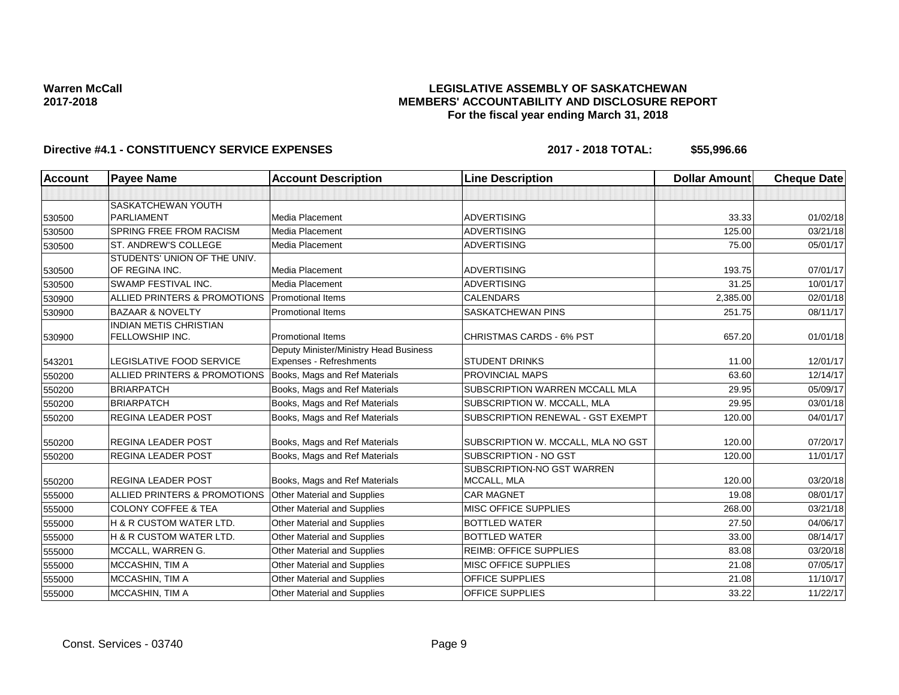**Warren McCall**
**2017-2018**

# LEGISLATIVE ASSEMBLY OF SASKATCHEWAN
## MEMBERS' ACCOUNTABILITY AND DISCLOSURE REPORT
### For the fiscal year ending March 31, 2018

**Directive #4.1 - CONSTITUENCY SERVICE EXPENSES** **2017 - 2018 TOTAL: $55,996.66**

| Account | Payee Name | Account Description | Line Description | Dollar Amount | Cheque Date |
|---|---|---|---|---|---|
| | | | | | |
| 530500 | SASKATCHEWAN YOUTH PARLIAMENT | Media Placement | ADVERTISING | 33.33 | 01/02/18 |
| 530500 | SPRING FREE FROM RACISM | Media Placement | ADVERTISING | 125.00 | 03/21/18 |
| 530500 | ST. ANDREW'S COLLEGE | Media Placement | ADVERTISING | 75.00 | 05/01/17 |
| 530500 | STUDENTS' UNION OF THE UNIV. OF REGINA INC. | Media Placement | ADVERTISING | 193.75 | 07/01/17 |
| 530500 | SWAMP FESTIVAL INC. | Media Placement | ADVERTISING | 31.25 | 10/01/17 |
| 530900 | ALLIED PRINTERS & PROMOTIONS | Promotional Items | CALENDARS | 2,385.00 | 02/01/18 |
| 530900 | BAZAAR & NOVELTY | Promotional Items | SASKATCHEWAN PINS | 251.75 | 08/11/17 |
| 530900 | INDIAN METIS CHRISTIAN FELLOWSHIP INC. | Promotional Items | CHRISTMAS CARDS - 6% PST | 657.20 | 01/01/18 |
| 543201 | LEGISLATIVE FOOD SERVICE | Deputy Minister/Ministry Head Business Expenses - Refreshments | STUDENT DRINKS | 11.00 | 12/01/17 |
| 550200 | ALLIED PRINTERS & PROMOTIONS | Books, Mags and Ref Materials | PROVINCIAL MAPS | 63.60 | 12/14/17 |
| 550200 | BRIARPATCH | Books, Mags and Ref Materials | SUBSCRIPTION WARREN MCCALL MLA | 29.95 | 05/09/17 |
| 550200 | BRIARPATCH | Books, Mags and Ref Materials | SUBSCRIPTION W. MCCALL, MLA | 29.95 | 03/01/18 |
| 550200 | REGINA LEADER POST | Books, Mags and Ref Materials | SUBSCRIPTION RENEWAL - GST EXEMPT | 120.00 | 04/01/17 |
| 550200 | REGINA LEADER POST | Books, Mags and Ref Materials | SUBSCRIPTION W. MCCALL, MLA NO GST | 120.00 | 07/20/17 |
| 550200 | REGINA LEADER POST | Books, Mags and Ref Materials | SUBSCRIPTION - NO GST | 120.00 | 11/01/17 |
| 550200 | REGINA LEADER POST | Books, Mags and Ref Materials | SUBSCRIPTION-NO GST WARREN MCCALL, MLA | 120.00 | 03/20/18 |
| 555000 | ALLIED PRINTERS & PROMOTIONS | Other Material and Supplies | CAR MAGNET | 19.08 | 08/01/17 |
| 555000 | COLONY COFFEE & TEA | Other Material and Supplies | MISC OFFICE SUPPLIES | 268.00 | 03/21/18 |
| 555000 | H & R CUSTOM WATER LTD. | Other Material and Supplies | BOTTLED WATER | 27.50 | 04/06/17 |
| 555000 | H & R CUSTOM WATER LTD. | Other Material and Supplies | BOTTLED WATER | 33.00 | 08/14/17 |
| 555000 | MCCALL, WARREN G. | Other Material and Supplies | REIMB: OFFICE SUPPLIES | 83.08 | 03/20/18 |
| 555000 | MCCASHIN, TIM A | Other Material and Supplies | MISC OFFICE SUPPLIES | 21.08 | 07/05/17 |
| 555000 | MCCASHIN, TIM A | Other Material and Supplies | OFFICE SUPPLIES | 21.08 | 11/10/17 |
| 555000 | MCCASHIN, TIM A | Other Material and Supplies | OFFICE SUPPLIES | 33.22 | 11/22/17 |

Const. Services - 03740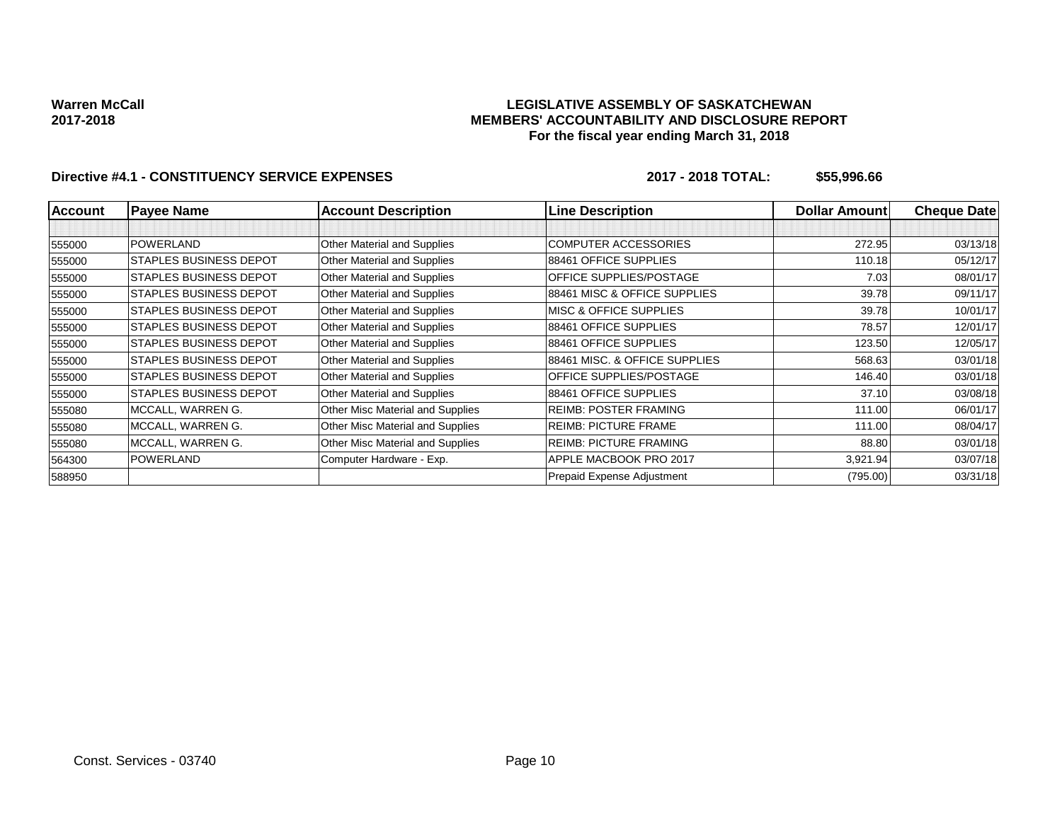**Warren McCall**
**2017-2018**

**LEGISLATIVE ASSEMBLY OF SASKATCHEWAN**
**MEMBERS' ACCOUNTABILITY AND DISCLOSURE REPORT**
**For the fiscal year ending March 31, 2018**

**Directive #4.1 - CONSTITUENCY SERVICE EXPENSES** **2017 - 2018 TOTAL: $55,996.66**

| Account | Payee Name | Account Description | Line Description | Dollar Amount | Cheque Date |
|---|---|---|---|---|---|
| | | | | | |
| 555000 | POWERLAND | Other Material and Supplies | COMPUTER ACCESSORIES | 272.95 | 03/13/18 |
| 555000 | STAPLES BUSINESS DEPOT | Other Material and Supplies | 88461 OFFICE SUPPLIES | 110.18 | 05/12/17 |
| 555000 | STAPLES BUSINESS DEPOT | Other Material and Supplies | OFFICE SUPPLIES/POSTAGE | 7.03 | 08/01/17 |
| 555000 | STAPLES BUSINESS DEPOT | Other Material and Supplies | 88461 MISC & OFFICE SUPPLIES | 39.78 | 09/11/17 |
| 555000 | STAPLES BUSINESS DEPOT | Other Material and Supplies | MISC & OFFICE SUPPLIES | 39.78 | 10/01/17 |
| 555000 | STAPLES BUSINESS DEPOT | Other Material and Supplies | 88461 OFFICE SUPPLIES | 78.57 | 12/01/17 |
| 555000 | STAPLES BUSINESS DEPOT | Other Material and Supplies | 88461 OFFICE SUPPLIES | 123.50 | 12/05/17 |
| 555000 | STAPLES BUSINESS DEPOT | Other Material and Supplies | 88461 MISC. & OFFICE SUPPLIES | 568.63 | 03/01/18 |
| 555000 | STAPLES BUSINESS DEPOT | Other Material and Supplies | OFFICE SUPPLIES/POSTAGE | 146.40 | 03/01/18 |
| 555000 | STAPLES BUSINESS DEPOT | Other Material and Supplies | 88461 OFFICE SUPPLIES | 37.10 | 03/08/18 |
| 555080 | MCCALL, WARREN G. | Other Misc Material and Supplies | REIMB: POSTER FRAMING | 111.00 | 06/01/17 |
| 555080 | MCCALL, WARREN G. | Other Misc Material and Supplies | REIMB: PICTURE FRAME | 111.00 | 08/04/17 |
| 555080 | MCCALL, WARREN G. | Other Misc Material and Supplies | REIMB: PICTURE FRAMING | 88.80 | 03/01/18 |
| 564300 | POWERLAND | Computer Hardware - Exp. | APPLE MACBOOK PRO 2017 | 3,921.94 | 03/07/18 |
| 588950 | | | Prepaid Expense Adjustment | (795.00) | 03/31/18 |

Const. Services - 03740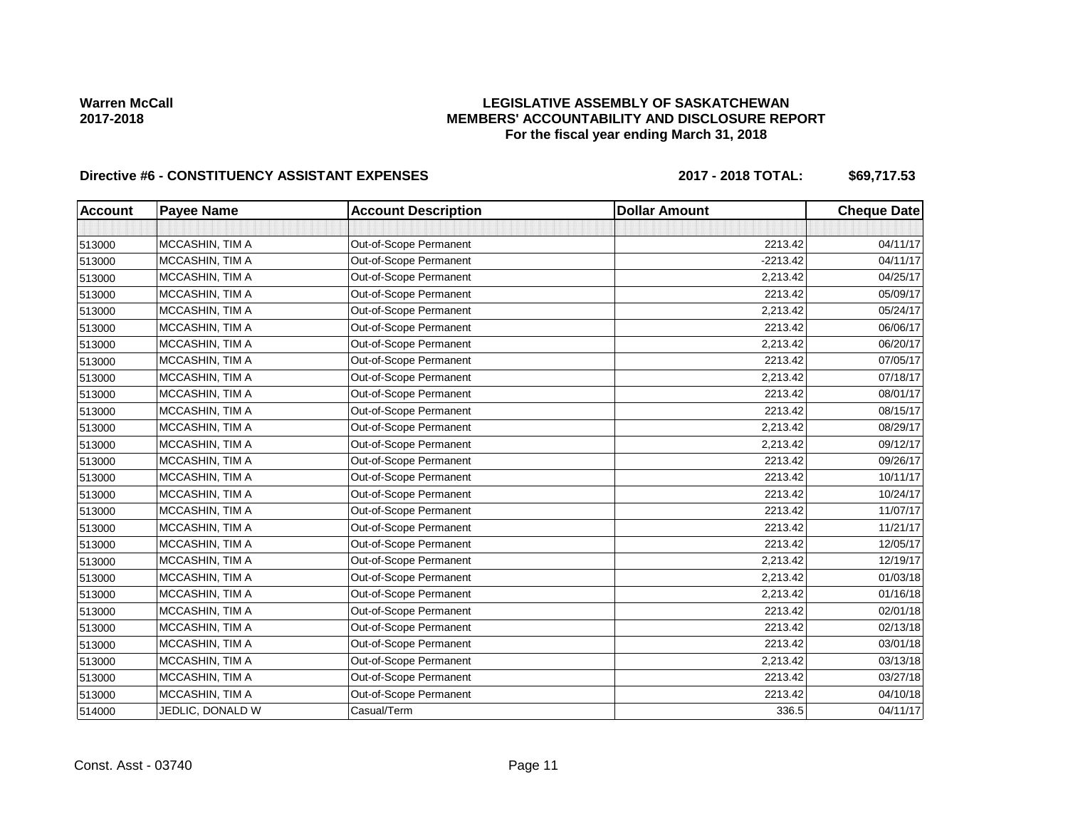**Warren McCall**
**2017-2018**

**LEGISLATIVE ASSEMBLY OF SASKATCHEWAN**
**MEMBERS' ACCOUNTABILITY AND DISCLOSURE REPORT**
**For the fiscal year ending March 31, 2018**

**Directive #6 - CONSTITUENCY ASSISTANT EXPENSES** **2017 - 2018 TOTAL: $69,717.53**

| Account | Payee Name | Account Description | Dollar Amount | Cheque Date |
|---|---|---|---|---|
| | | | | |
| 513000 | MCCASHIN, TIM A | Out-of-Scope Permanent | 2213.42 | 04/11/17 |
| 513000 | MCCASHIN, TIM A | Out-of-Scope Permanent | -2213.42 | 04/11/17 |
| 513000 | MCCASHIN, TIM A | Out-of-Scope Permanent | 2,213.42 | 04/25/17 |
| 513000 | MCCASHIN, TIM A | Out-of-Scope Permanent | 2213.42 | 05/09/17 |
| 513000 | MCCASHIN, TIM A | Out-of-Scope Permanent | 2,213.42 | 05/24/17 |
| 513000 | MCCASHIN, TIM A | Out-of-Scope Permanent | 2213.42 | 06/06/17 |
| 513000 | MCCASHIN, TIM A | Out-of-Scope Permanent | 2,213.42 | 06/20/17 |
| 513000 | MCCASHIN, TIM A | Out-of-Scope Permanent | 2213.42 | 07/05/17 |
| 513000 | MCCASHIN, TIM A | Out-of-Scope Permanent | 2,213.42 | 07/18/17 |
| 513000 | MCCASHIN, TIM A | Out-of-Scope Permanent | 2213.42 | 08/01/17 |
| 513000 | MCCASHIN, TIM A | Out-of-Scope Permanent | 2213.42 | 08/15/17 |
| 513000 | MCCASHIN, TIM A | Out-of-Scope Permanent | 2,213.42 | 08/29/17 |
| 513000 | MCCASHIN, TIM A | Out-of-Scope Permanent | 2,213.42 | 09/12/17 |
| 513000 | MCCASHIN, TIM A | Out-of-Scope Permanent | 2213.42 | 09/26/17 |
| 513000 | MCCASHIN, TIM A | Out-of-Scope Permanent | 2213.42 | 10/11/17 |
| 513000 | MCCASHIN, TIM A | Out-of-Scope Permanent | 2213.42 | 10/24/17 |
| 513000 | MCCASHIN, TIM A | Out-of-Scope Permanent | 2213.42 | 11/07/17 |
| 513000 | MCCASHIN, TIM A | Out-of-Scope Permanent | 2213.42 | 11/21/17 |
| 513000 | MCCASHIN, TIM A | Out-of-Scope Permanent | 2213.42 | 12/05/17 |
| 513000 | MCCASHIN, TIM A | Out-of-Scope Permanent | 2,213.42 | 12/19/17 |
| 513000 | MCCASHIN, TIM A | Out-of-Scope Permanent | 2,213.42 | 01/03/18 |
| 513000 | MCCASHIN, TIM A | Out-of-Scope Permanent | 2,213.42 | 01/16/18 |
| 513000 | MCCASHIN, TIM A | Out-of-Scope Permanent | 2213.42 | 02/01/18 |
| 513000 | MCCASHIN, TIM A | Out-of-Scope Permanent | 2213.42 | 02/13/18 |
| 513000 | MCCASHIN, TIM A | Out-of-Scope Permanent | 2213.42 | 03/01/18 |
| 513000 | MCCASHIN, TIM A | Out-of-Scope Permanent | 2,213.42 | 03/13/18 |
| 513000 | MCCASHIN, TIM A | Out-of-Scope Permanent | 2213.42 | 03/27/18 |
| 513000 | MCCASHIN, TIM A | Out-of-Scope Permanent | 2213.42 | 04/10/18 |
| 514000 | JEDLIC, DONALD W | Casual/Term | 336.5 | 04/11/17 |

Const. Asst - 03740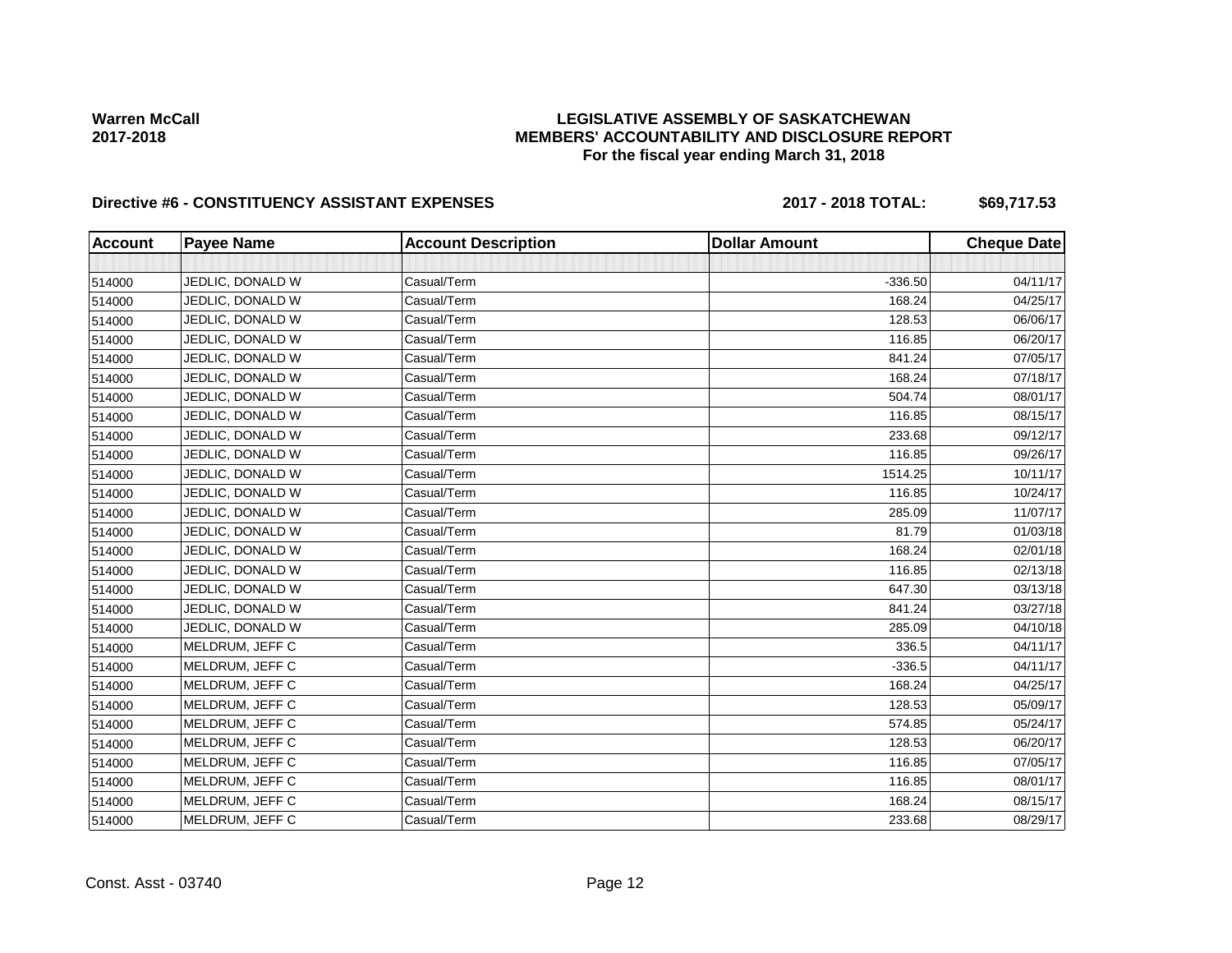Warren McCall
2017-2018

**LEGISLATIVE ASSEMBLY OF SASKATCHEWAN**
**MEMBERS' ACCOUNTABILITY AND DISCLOSURE REPORT**
**For the fiscal year ending March 31, 2018**

## Directive #6 - CONSTITUENCY ASSISTANT EXPENSES

**2017 - 2018 TOTAL: $69,717.53**

| Account | Payee Name | Account Description | Dollar Amount | Cheque Date |
|---|---|---|---|---|
| | | | | |
| 514000 | JEDLIC, DONALD W | Casual/Term | -336.50 | 04/11/17 |
| 514000 | JEDLIC, DONALD W | Casual/Term | 168.24 | 04/25/17 |
| 514000 | JEDLIC, DONALD W | Casual/Term | 128.53 | 06/06/17 |
| 514000 | JEDLIC, DONALD W | Casual/Term | 116.85 | 06/20/17 |
| 514000 | JEDLIC, DONALD W | Casual/Term | 841.24 | 07/05/17 |
| 514000 | JEDLIC, DONALD W | Casual/Term | 168.24 | 07/18/17 |
| 514000 | JEDLIC, DONALD W | Casual/Term | 504.74 | 08/01/17 |
| 514000 | JEDLIC, DONALD W | Casual/Term | 116.85 | 08/15/17 |
| 514000 | JEDLIC, DONALD W | Casual/Term | 233.68 | 09/12/17 |
| 514000 | JEDLIC, DONALD W | Casual/Term | 116.85 | 09/26/17 |
| 514000 | JEDLIC, DONALD W | Casual/Term | 1514.25 | 10/11/17 |
| 514000 | JEDLIC, DONALD W | Casual/Term | 116.85 | 10/24/17 |
| 514000 | JEDLIC, DONALD W | Casual/Term | 285.09 | 11/07/17 |
| 514000 | JEDLIC, DONALD W | Casual/Term | 81.79 | 01/03/18 |
| 514000 | JEDLIC, DONALD W | Casual/Term | 168.24 | 02/01/18 |
| 514000 | JEDLIC, DONALD W | Casual/Term | 116.85 | 02/13/18 |
| 514000 | JEDLIC, DONALD W | Casual/Term | 647.30 | 03/13/18 |
| 514000 | JEDLIC, DONALD W | Casual/Term | 841.24 | 03/27/18 |
| 514000 | JEDLIC, DONALD W | Casual/Term | 285.09 | 04/10/18 |
| 514000 | MELDRUM, JEFF C | Casual/Term | 336.5 | 04/11/17 |
| 514000 | MELDRUM, JEFF C | Casual/Term | -336.5 | 04/11/17 |
| 514000 | MELDRUM, JEFF C | Casual/Term | 168.24 | 04/25/17 |
| 514000 | MELDRUM, JEFF C | Casual/Term | 128.53 | 05/09/17 |
| 514000 | MELDRUM, JEFF C | Casual/Term | 574.85 | 05/24/17 |
| 514000 | MELDRUM, JEFF C | Casual/Term | 128.53 | 06/20/17 |
| 514000 | MELDRUM, JEFF C | Casual/Term | 116.85 | 07/05/17 |
| 514000 | MELDRUM, JEFF C | Casual/Term | 116.85 | 08/01/17 |
| 514000 | MELDRUM, JEFF C | Casual/Term | 168.24 | 08/15/17 |
| 514000 | MELDRUM, JEFF C | Casual/Term | 233.68 | 08/29/17 |

Const. Asst - 03740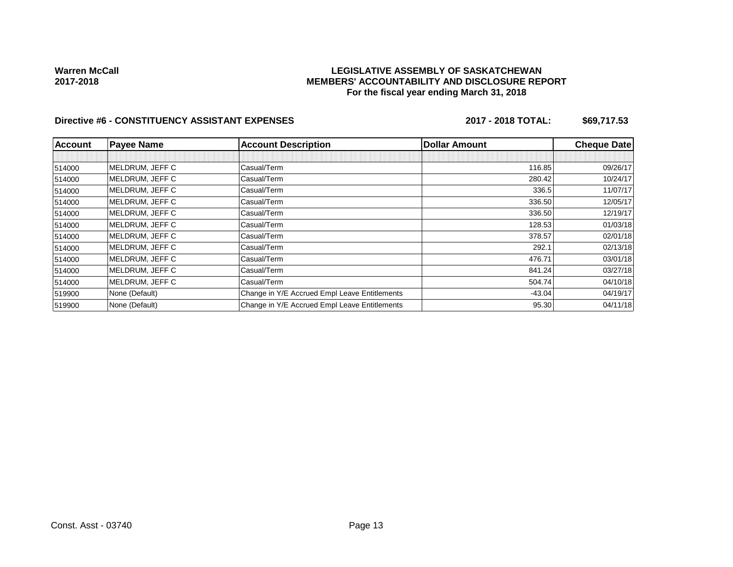**Warren McCall**
**2017-2018**

# LEGISLATIVE ASSEMBLY OF SASKATCHEWAN
## MEMBERS' ACCOUNTABILITY AND DISCLOSURE REPORT
### For the fiscal year ending March 31, 2018

**Directive #6 - CONSTITUENCY ASSISTANT EXPENSES** **2017 - 2018 TOTAL: $69,717.53**

| Account | Payee Name | Account Description | Dollar Amount | Cheque Date |
|---|---|---|---|---|
| | | | | |
| 514000 | MELDRUM, JEFF C | Casual/Term | 116.85 | 09/26/17 |
| 514000 | MELDRUM, JEFF C | Casual/Term | 280.42 | 10/24/17 |
| 514000 | MELDRUM, JEFF C | Casual/Term | 336.5 | 11/07/17 |
| 514000 | MELDRUM, JEFF C | Casual/Term | 336.50 | 12/05/17 |
| 514000 | MELDRUM, JEFF C | Casual/Term | 336.50 | 12/19/17 |
| 514000 | MELDRUM, JEFF C | Casual/Term | 128.53 | 01/03/18 |
| 514000 | MELDRUM, JEFF C | Casual/Term | 378.57 | 02/01/18 |
| 514000 | MELDRUM, JEFF C | Casual/Term | 292.1 | 02/13/18 |
| 514000 | MELDRUM, JEFF C | Casual/Term | 476.71 | 03/01/18 |
| 514000 | MELDRUM, JEFF C | Casual/Term | 841.24 | 03/27/18 |
| 514000 | MELDRUM, JEFF C | Casual/Term | 504.74 | 04/10/18 |
| 519900 | None (Default) | Change in Y/E Accrued Empl Leave Entitlements | -43.04 | 04/19/17 |
| 519900 | None (Default) | Change in Y/E Accrued Empl Leave Entitlements | 95.30 | 04/11/18 |

Const. Asst - 03740